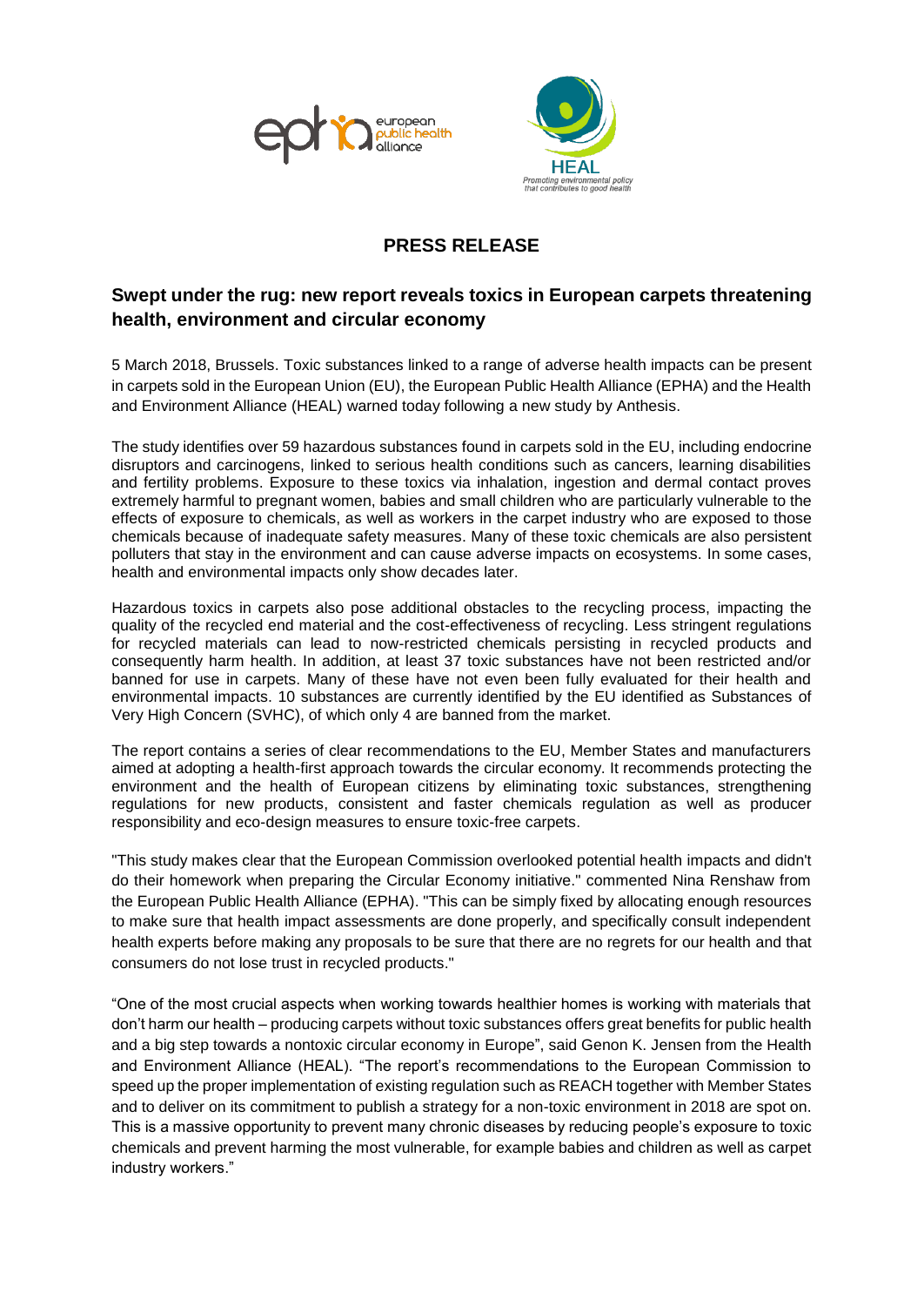## PRESS RELEASE

### Swept under the rug: new report reveals toxics in European carpets threatening health, environment and circular economy

5 March 2018, Brussels. Toxic substances linked to a range of adverse health impacts can be present in carpets sold in the European Union (EU), the European Public Health Alliance (EPHA) and the Health and Environment Alliance (HEAL) warned today following a new study by Anthesis.

The study identifies over 59 hazardous substances found in carpets sold in the EU, including endocrine disruptors and carcinogens, linked to serious health conditions such as cancers, learning disabilities and fertility problems. Exposure to these toxics via inhalation, ingestion and dermal contact proves extremely harmful to pregnant women, babies and small children who are particularly vulnerable to the effects of exposure to chemicals, as well as workers in the carpet industry who are exposed to those chemicals because of inadequate safety measures. Many of these toxic chemicals are also persistent polluters that stay in the environment and can cause adverse impacts on ecosystems. In some cases, health and environmental impacts only show decades later.

Hazardous toxics in carpets also pose additional obstacles to the recycling process, impacting the quality of the recycled end material and the cost-effectiveness of recycling. Less stringent regulations for recycled materials can lead to now-restricted chemicals persisting in recycled products and consequently harm health. In addition, at least 37 toxic substances have not been restricted and/or banned for use in carpets. Many of these have not even been fully evaluated for their health and environmental impacts. 10 substances are currently identified by the EU identified as Substances of Very High Concern (SVHC), of which only 4 are banned from the market.

The report contains a series of clear recommendations to the EU, Member States and manufacturers aimed at adopting a health-first approach towards the circular economy. It recommends protecting the environment and the health of European citizens by eliminating toxic substances, strengthening regulations for new products, consistent and faster chemicals regulation as well as producer responsibility and eco-design measures to ensure toxic-free carpets.

"This study makes clear that the European Commission overlooked potential health impacts and didn't do their homework when preparing the Circular Economy initiative." commented Nina Renshaw from the European Public Health Alliance (EPHA). "This can be simply fixed by allocating enough resources to make sure that health impact assessments are done properly, and specifically consult independent health experts before making any proposals to be sure that there are no regrets for our health and that consumers do not lose trust in recycled products."

“One of the most crucial aspects when working towards healthier homes is working with materials that don’t harm our health – producing carpets without toxic substances offers great benefits for public health and a big step towards a nontoxic circular economy in Europe”, said Genon K. Jensen from the Health and Environment Alliance (HEAL). “The report’s recommendations to the European Commission to speed up the proper implementation of existing regulation such as REACH together with Member States and to deliver on its commitment to publish a strategy for a non-toxic environment in 2018 are spot on. This is a massive opportunity to prevent many chronic diseases by reducing people’s exposure to toxic chemicals and prevent harming the most vulnerable, for example babies and children as well as carpet industry workers.”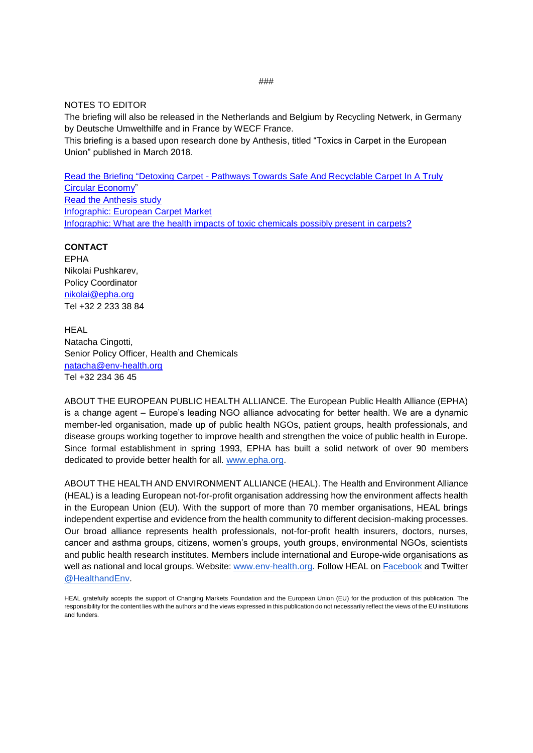###

NOTES TO EDITOR

The briefing will also be released in the Netherlands and Belgium by Recycling Netwerk, in Germany by Deutsche Umwelthilfe and in France by WECF France.

This briefing is a based upon research done by Anthesis, titled "Toxics in Carpet in the European Union" published in March 2018.

Read the Briefing "Detoxing Carpet - Pathways Towards Safe And Recyclable Carpet In A Truly Circular Economy"

Read the Anthesis study

Infographic: European Carpet Market

Infographic: What are the health impacts of toxic chemicals possibly present in carpets?

**CONTACT**

EPHA

Nikolai Pushkarev,

Policy Coordinator

nikolai@epha.org

Tel +32 2 233 38 84

HEAL

Natacha Cingotti,

Senior Policy Officer, Health and Chemicals

natacha@env-health.org

Tel +32 234 36 45

ABOUT THE EUROPEAN PUBLIC HEALTH ALLIANCE. The European Public Health Alliance (EPHA) is a change agent – Europe's leading NGO alliance advocating for better health. We are a dynamic member-led organisation, made up of public health NGOs, patient groups, health professionals, and disease groups working together to improve health and strengthen the voice of public health in Europe. Since formal establishment in spring 1993, EPHA has built a solid network of over 90 members dedicated to provide better health for all. www.epha.org.

ABOUT THE HEALTH AND ENVIRONMENT ALLIANCE (HEAL). The Health and Environment Alliance (HEAL) is a leading European not-for-profit organisation addressing how the environment affects health in the European Union (EU). With the support of more than 70 member organisations, HEAL brings independent expertise and evidence from the health community to different decision-making processes. Our broad alliance represents health professionals, not-for-profit health insurers, doctors, nurses, cancer and asthma groups, citizens, women's groups, youth groups, environmental NGOs, scientists and public health research institutes. Members include international and Europe-wide organisations as well as national and local groups. Website: www.env-health.org. Follow HEAL on Facebook and Twitter @HealthandEnv.

HEAL gratefully accepts the support of Changing Markets Foundation and the European Union (EU) for the production of this publication. The responsibility for the content lies with the authors and the views expressed in this publication do not necessarily reflect the views of the EU institutions and funders.